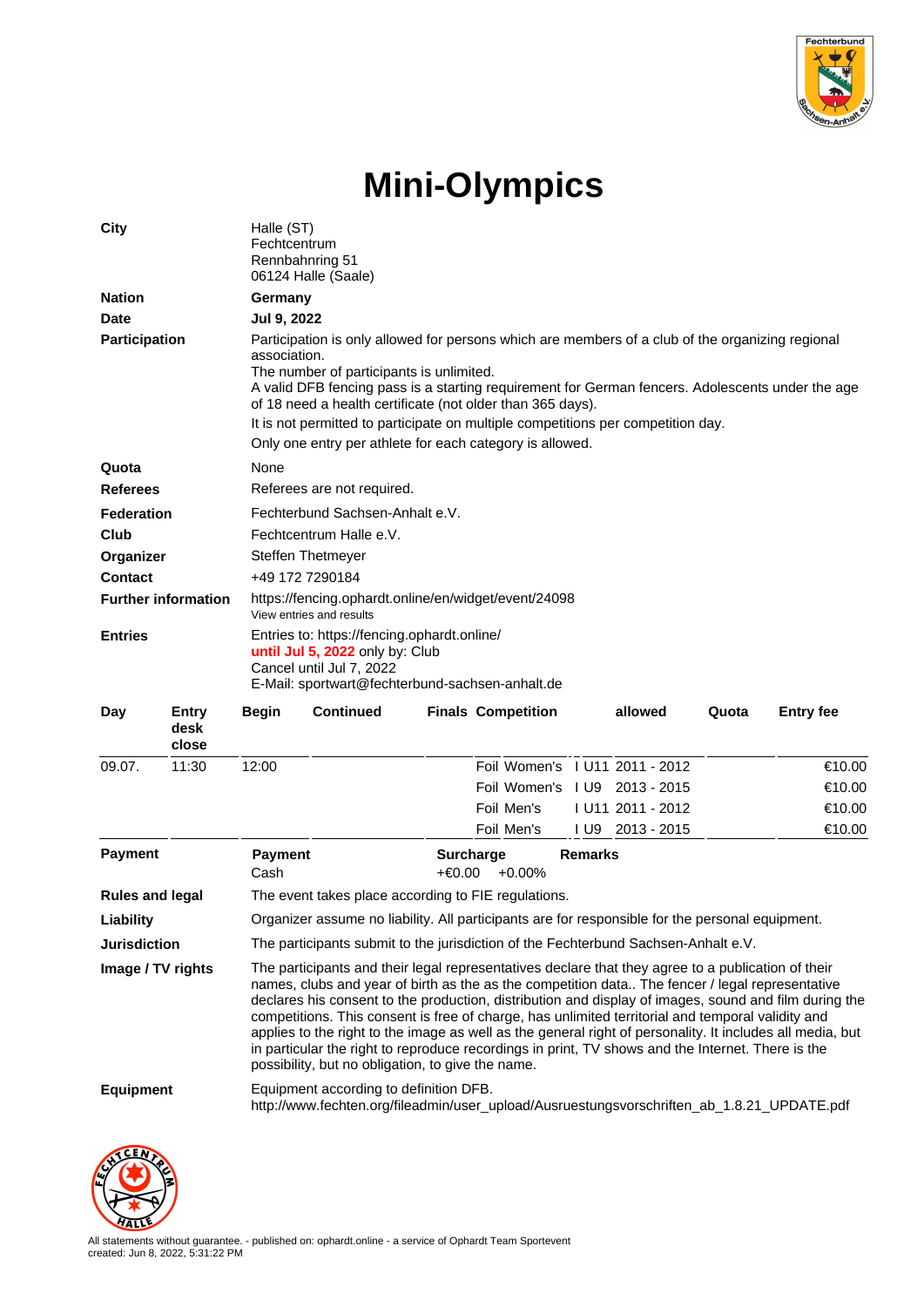# Mini-Olympics

| | |
|---|---|
| **City** | Halle (ST)<br>Fechtcentrum<br>Rennbahnring 51<br>06124 Halle (Saale) |
| **Nation** | **Germany** |
| **Date** | **Jul 9, 2022** |
| **Participation** | Participation is only allowed for persons which are members of a club of the organizing regional association.<br>The number of participants is unlimited.<br>A valid DFB fencing pass is a starting requirement for German fencers. Adolescents under the age of 18 need a health certificate (not older than 365 days).<br>It is not permitted to participate on multiple competitions per competition day.<br>Only one entry per athlete for each category is allowed. |
| **Quota** | None |
| **Referees** | Referees are not required. |
| **Federation** | Fechterbund Sachsen-Anhalt e.V. |
| **Club** | Fechtcentrum Halle e.V. |
| **Organizer** | Steffen Thetmeyer |
| **Contact** | +49 172 7290184 |
| **Further information** | https://fencing.ophardt.online/en/widget/event/24098<br>View entries and results |
| **Entries** | Entries to: https://fencing.ophardt.online/<br>**until Jul 5, 2022** only by: Club<br>Cancel until Jul 7, 2022<br>E-Mail: sportwart@fechterbund-sachsen-anhalt.de |

| Day | Entry desk close | Begin | Continued | Finals | Competition | | allowed | Quota | Entry fee |
|---|---|---|---|---|---|---|---|---|---|
| 09.07. | 11:30 | 12:00 | | | Foil Women's | I U11 | 2011 - 2012 | | €10.00 |
| | | | | | Foil Women's | I U9 | 2013 - 2015 | | €10.00 |
| | | | | | Foil Men's | I U11 | 2011 - 2012 | | €10.00 |
| | | | | | Foil Men's | I U9 | 2013 - 2015 | | €10.00 |

| | | | |
|---|---|---|---|
| **Payment** | **Payment**<br>Cash | **Surcharge**<br>+€0.00 +0.00% | **Remarks** |
| **Rules and legal** | The event takes place according to FIE regulations. | | |
| **Liability** | Organizer assume no liability. All participants are for responsible for the personal equipment. | | |
| **Jurisdiction** | The participants submit to the jurisdiction of the Fechterbund Sachsen-Anhalt e.V. | | |
| **Image / TV rights** | The participants and their legal representatives declare that they agree to a publication of their names, clubs and year of birth as the as the competition data.. The fencer / legal representative declares his consent to the production, distribution and display of images, sound and film during the competitions. This consent is free of charge, has unlimited territorial and temporal validity and applies to the right to the image as well as the general right of personality. It includes all media, but in particular the right to reproduce recordings in print, TV shows and the Internet. There is the possibility, but no obligation, to give the name. | | |
| **Equipment** | Equipment according to definition DFB.<br>http://www.fechten.org/fileadmin/user_upload/Ausruestungsvorschriften_ab_1.8.21_UPDATE.pdf | | |

All statements without guarantee. - published on: ophardt.online - a service of Ophardt Team Sportevent
created: Jun 8, 2022, 5:31:22 PM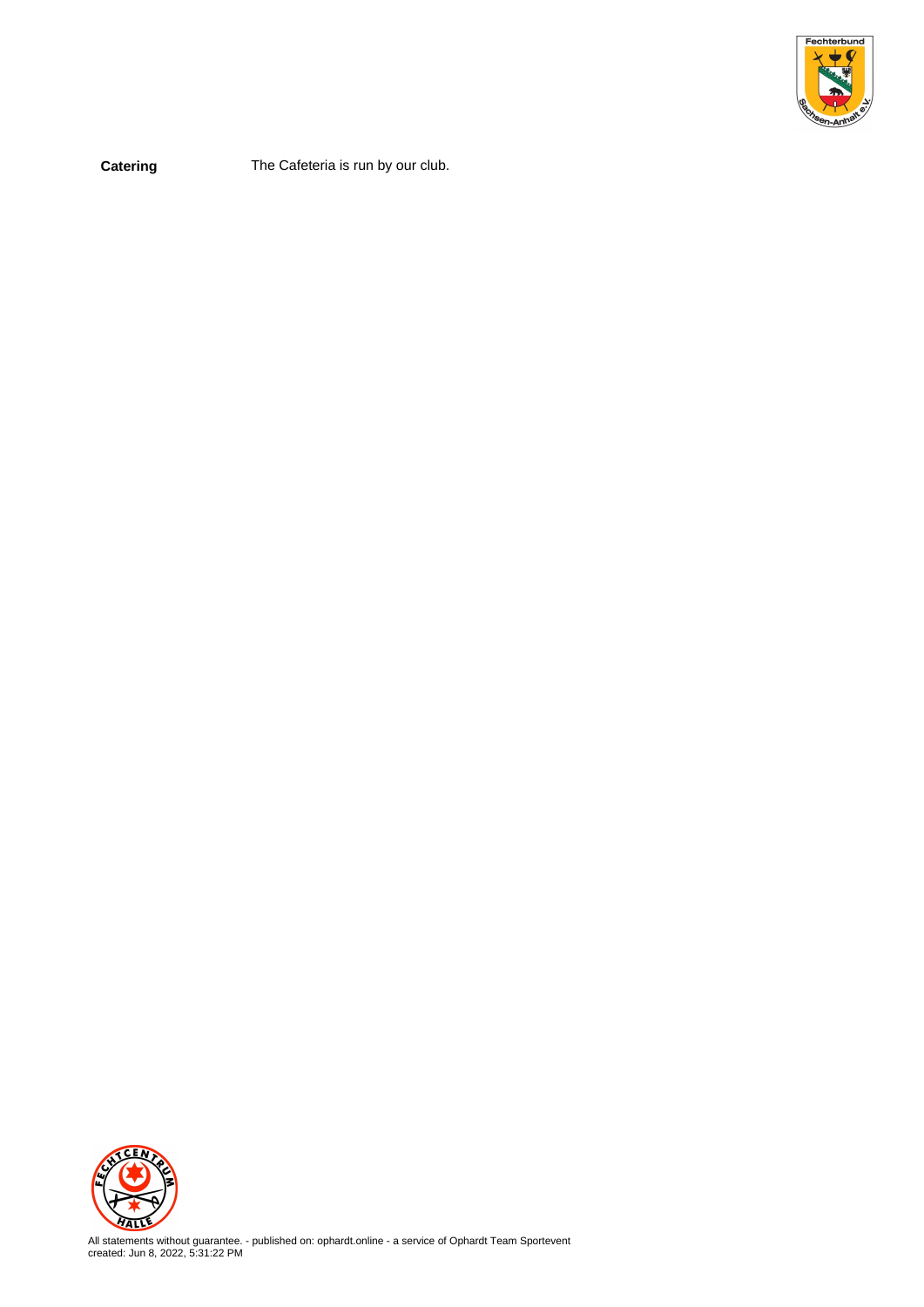| | |
|---|---|
| **Catering** | The Cafeteria is run by our club. |